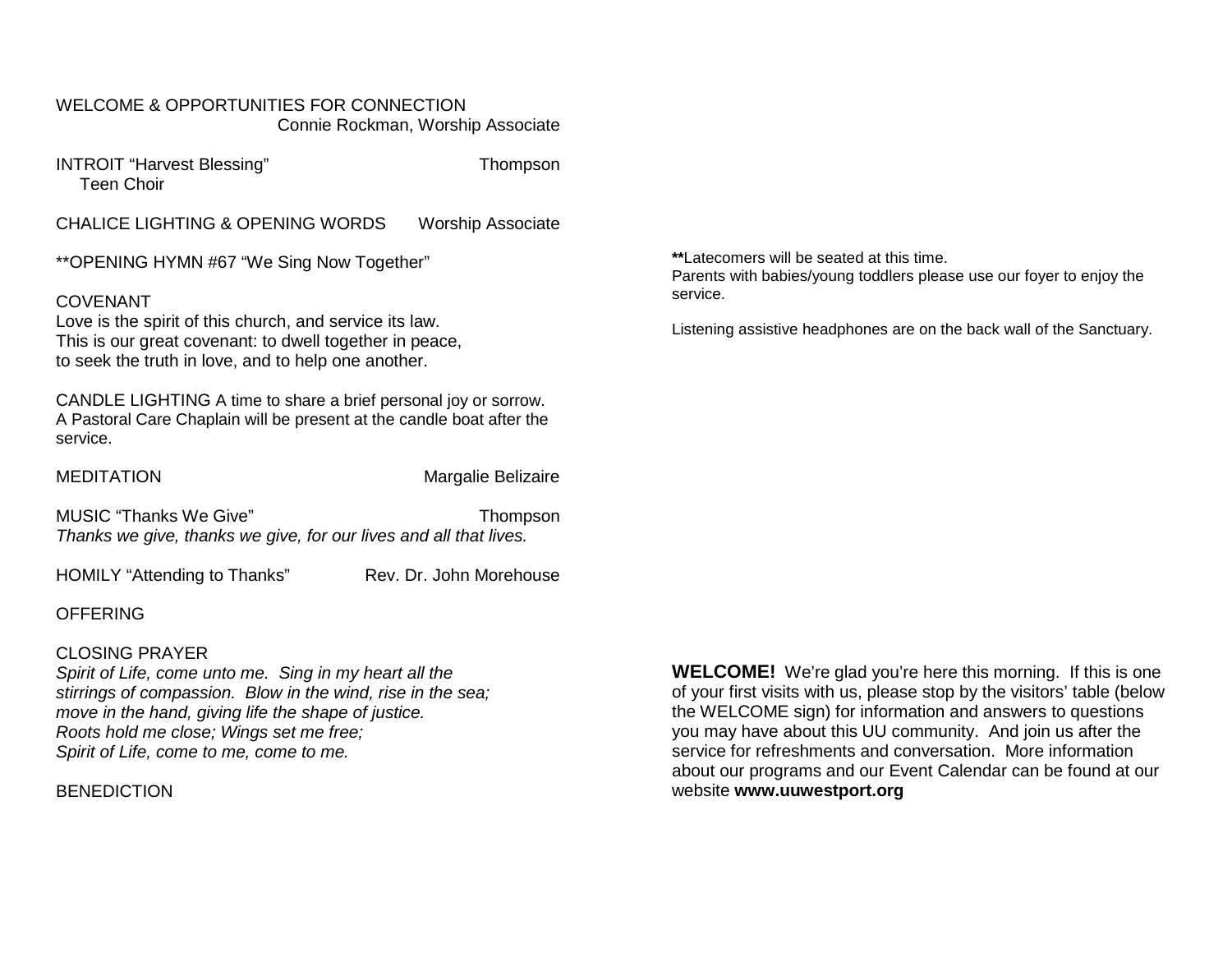WELCOME & OPPORTUNITIES FOR CONNECTION
Connie Rockman, Worship Associate

INTROIT "Harvest Blessing" — Thompson
Teen Choir

CHALICE LIGHTING & OPENING WORDS — Worship Associate

**OPENING HYMN #67 "We Sing Now Together"

COVENANT
Love is the spirit of this church, and service its law.
This is our great covenant: to dwell together in peace,
to seek the truth in love, and to help one another.

CANDLE LIGHTING A time to share a brief personal joy or sorrow. A Pastoral Care Chaplain will be present at the candle boat after the service.

MEDITATION — Margalie Belizaire

MUSIC "Thanks We Give" — Thompson
*Thanks we give, thanks we give, for our lives and all that lives.*

HOMILY "Attending to Thanks" — Rev. Dr. John Morehouse

OFFERING

CLOSING PRAYER
*Spirit of Life, come unto me. Sing in my heart all the stirrings of compassion. Blow in the wind, rise in the sea; move in the hand, giving life the shape of justice.*
*Roots hold me close; Wings set me free;*
*Spirit of Life, come to me, come to me.*

BENEDICTION

**Latecomers will be seated at this time.
Parents with babies/young toddlers please use our foyer to enjoy the service.

Listening assistive headphones are on the back wall of the Sanctuary.

**WELCOME!** We're glad you're here this morning. If this is one of your first visits with us, please stop by the visitors' table (below the WELCOME sign) for information and answers to questions you may have about this UU community. And join us after the service for refreshments and conversation. More information about our programs and our Event Calendar can be found at our website **www.uuwestport.org**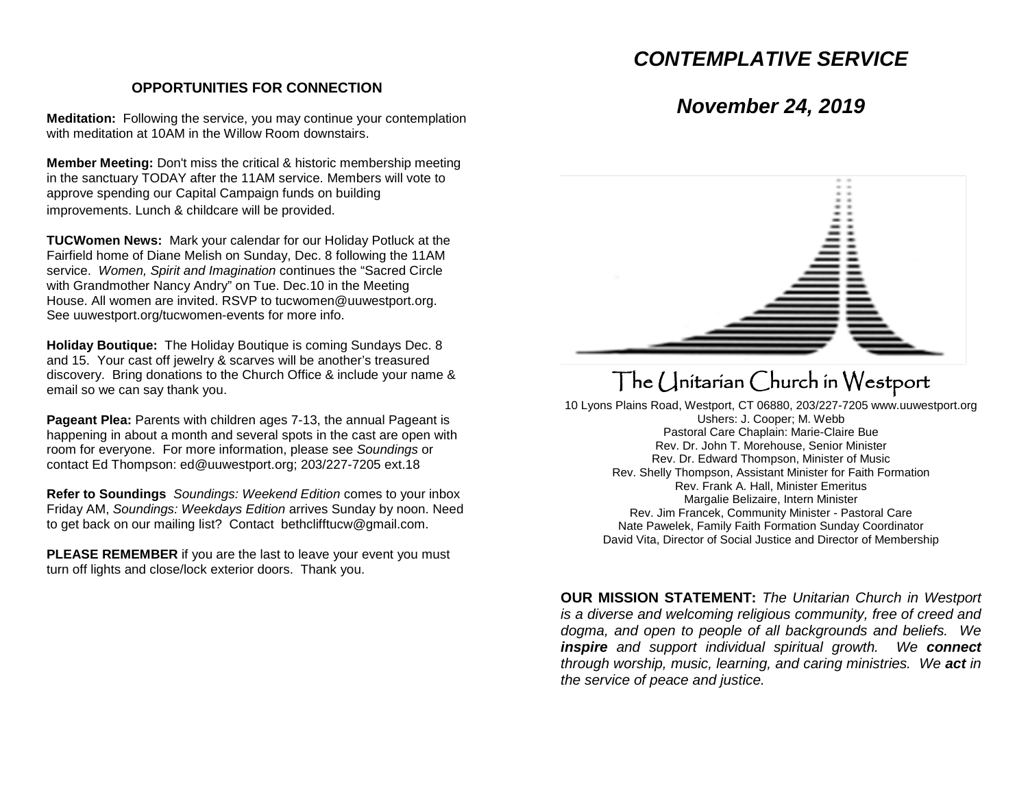## OPPORTUNITIES FOR CONNECTION

**Meditation:** Following the service, you may continue your contemplation with meditation at 10AM in the Willow Room downstairs.

**Member Meeting:** Don't miss the critical & historic membership meeting in the sanctuary TODAY after the 11AM service. Members will vote to approve spending our Capital Campaign funds on building improvements. Lunch & childcare will be provided.

**TUCWomen News:** Mark your calendar for our Holiday Potluck at the Fairfield home of Diane Melish on Sunday, Dec. 8 following the 11AM service. *Women, Spirit and Imagination* continues the "Sacred Circle with Grandmother Nancy Andry" on Tue. Dec.10 in the Meeting House. All women are invited. RSVP to tucwomen@uuwestport.org. See uuwestport.org/tucwomen-events for more info.

**Holiday Boutique:** The Holiday Boutique is coming Sundays Dec. 8 and 15. Your cast off jewelry & scarves will be another's treasured discovery. Bring donations to the Church Office & include your name & email so we can say thank you.

**Pageant Plea:** Parents with children ages 7-13, the annual Pageant is happening in about a month and several spots in the cast are open with room for everyone. For more information, please see *Soundings* or contact Ed Thompson: ed@uuwestport.org; 203/227-7205 ext.18

**Refer to Soundings** *Soundings: Weekend Edition* comes to your inbox Friday AM, *Soundings: Weekdays Edition* arrives Sunday by noon. Need to get back on our mailing list? Contact bethclifftucw@gmail.com.

**PLEASE REMEMBER** if you are the last to leave your event you must turn off lights and close/lock exterior doors. Thank you.

# *CONTEMPLATIVE SERVICE*

## *November 24, 2019*

The Unitarian Church in Westport

10 Lyons Plains Road, Westport, CT 06880, 203/227-7205 www.uuwestport.org
Ushers: J. Cooper; M. Webb
Pastoral Care Chaplain: Marie-Claire Bue
Rev. Dr. John T. Morehouse, Senior Minister
Rev. Dr. Edward Thompson, Minister of Music
Rev. Shelly Thompson, Assistant Minister for Faith Formation
Rev. Frank A. Hall, Minister Emeritus
Margalie Belizaire, Intern Minister
Rev. Jim Francek, Community Minister - Pastoral Care
Nate Pawelek, Family Faith Formation Sunday Coordinator
David Vita, Director of Social Justice and Director of Membership

**OUR MISSION STATEMENT:** *The Unitarian Church in Westport is a diverse and welcoming religious community, free of creed and dogma, and open to people of all backgrounds and beliefs. We **inspire** and support individual spiritual growth. We **connect** through worship, music, learning, and caring ministries. We **act** in the service of peace and justice.*